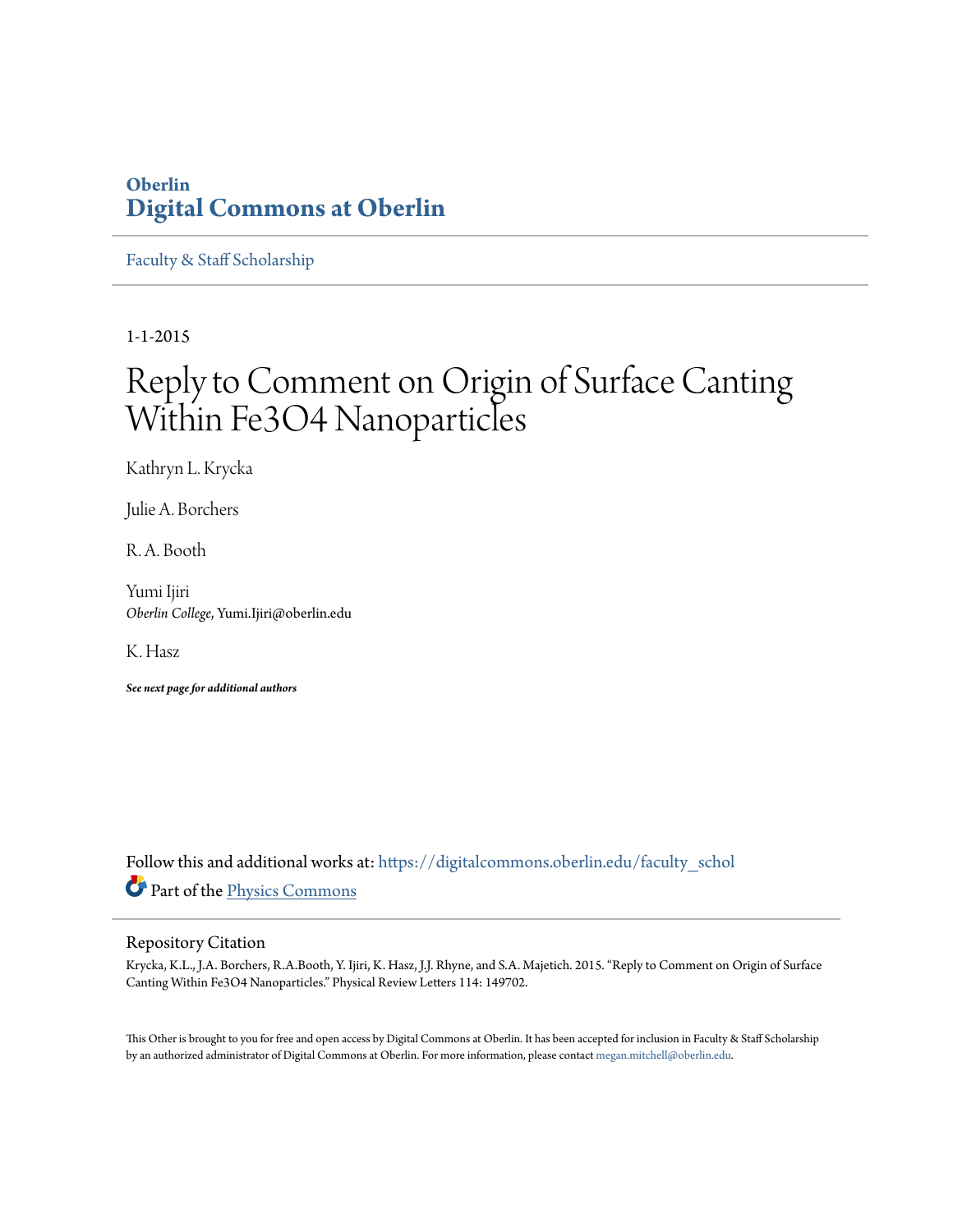Oberlin

# Digital Commons at Oberlin

Faculty & Staff Scholarship

1-1-2015

# Reply to Comment on Origin of Surface Canting Within Fe3O4 Nanoparticles

Kathryn L. Krycka

Julie A. Borchers

R. A. Booth

Yumi Ijiri
*Oberlin College*, Yumi.Ijiri@oberlin.edu

K. Hasz

***See next page for additional authors***

Follow this and additional works at: https://digitalcommons.oberlin.edu/faculty_schol

Part of the Physics Commons

## Repository Citation

Krycka, K.L., J.A. Borchers, R.A.Booth, Y. Ijiri, K. Hasz, J.J. Rhyne, and S.A. Majetich. 2015. "Reply to Comment on Origin of Surface Canting Within Fe3O4 Nanoparticles." Physical Review Letters 114: 149702.

This Other is brought to you for free and open access by Digital Commons at Oberlin. It has been accepted for inclusion in Faculty & Staff Scholarship by an authorized administrator of Digital Commons at Oberlin. For more information, please contact megan.mitchell@oberlin.edu.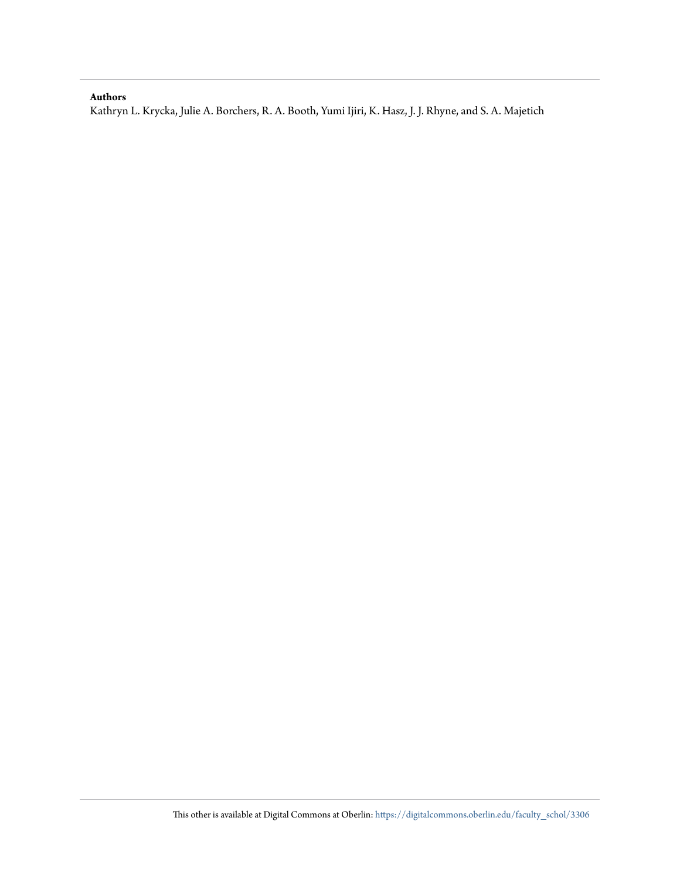**Authors**

Kathryn L. Krycka, Julie A. Borchers, R. A. Booth, Yumi Ijiri, K. Hasz, J. J. Rhyne, and S. A. Majetich

This other is available at Digital Commons at Oberlin: https://digitalcommons.oberlin.edu/faculty_schol/3306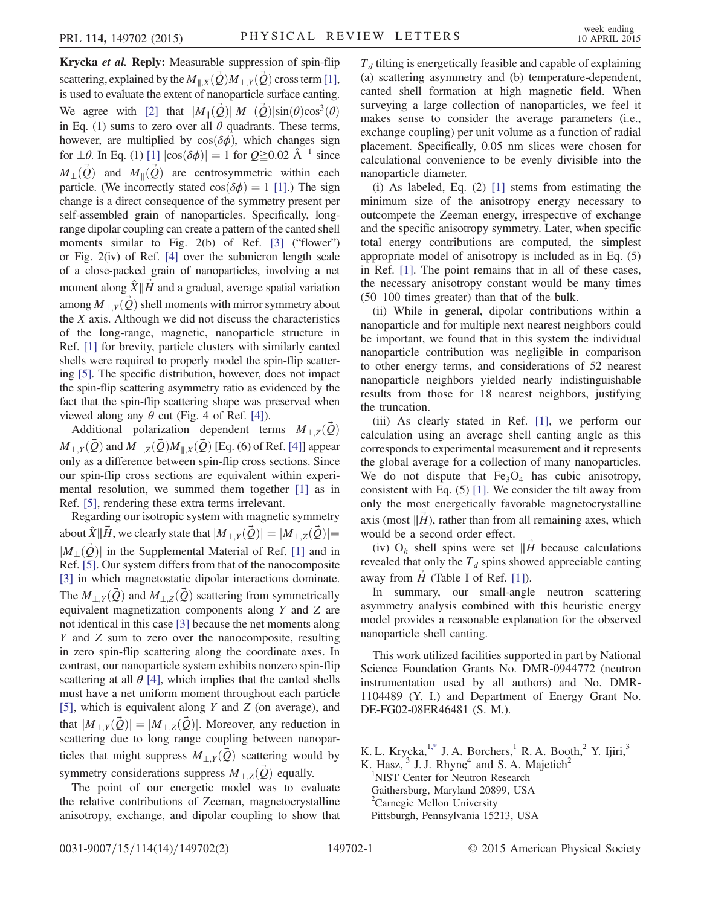**Krycka *et al.* Reply:** Measurable suppression of spin-flip scattering, explained by the $M_{\parallel,X}(\vec{Q})M_{\perp,Y}(\vec{Q})$ cross term [1], is used to evaluate the extent of nanoparticle surface canting. We agree with [2] that $|M_{\parallel}(\vec{Q})||M_{\perp}(\vec{Q})|\sin(\theta)\cos^3(\theta)$ in Eq. (1) sums to zero over all $\theta$ quadrants. These terms, however, are multiplied by $\cos(\delta\phi)$, which changes sign for $\pm\theta$. In Eq. (1) [1] $|\cos(\delta\phi)| = 1$ for $Q \geqq 0.02$ Å$^{-1}$ since $M_{\perp}(\vec{Q})$ and $M_{\parallel}(\vec{Q})$ are centrosymmetric within each particle. (We incorrectly stated $\cos(\delta\phi) = 1$ [1].) The sign change is a direct consequence of the symmetry present per self-assembled grain of nanoparticles. Specifically, long-range dipolar coupling can create a pattern of the canted shell moments similar to Fig. 2(b) of Ref. [3] ("flower") or Fig. 2(iv) of Ref. [4] over the submicron length scale of a close-packed grain of nanoparticles, involving a net moment along $\hat{X}\|\vec{H}$ and a gradual, average spatial variation among $M_{\perp,Y}(\vec{Q})$ shell moments with mirror symmetry about the $X$ axis. Although we did not discuss the characteristics of the long-range, magnetic, nanoparticle structure in Ref. [1] for brevity, particle clusters with similarly canted shells were required to properly model the spin-flip scattering [5]. The specific distribution, however, does not impact the spin-flip scattering asymmetry ratio as evidenced by the fact that the spin-flip scattering shape was preserved when viewed along any $\theta$ cut (Fig. 4 of Ref. [4]).

Additional polarization dependent terms $M_{\perp,Z}(\vec{Q})M_{\perp,Y}(\vec{Q})$ and $M_{\perp,Z}(\vec{Q})M_{\parallel,X}(\vec{Q})$ [Eq. (6) of Ref. [4]] appear only as a difference between spin-flip cross sections. Since our spin-flip cross sections are equivalent within experimental resolution, we summed them together [1] as in Ref. [5], rendering these extra terms irrelevant.

Regarding our isotropic system with magnetic symmetry about $\hat{X}\|\vec{H}$, we clearly state that $|M_{\perp,Y}(\vec{Q})| = |M_{\perp,Z}(\vec{Q})| \equiv |M_{\perp}(\vec{Q})|$ in the Supplemental Material of Ref. [1] and in Ref. [5]. Our system differs from that of the nanocomposite [3] in which magnetostatic dipolar interactions dominate. The $M_{\perp,Y}(\vec{Q})$ and $M_{\perp,Z}(\vec{Q})$ scattering from symmetrically equivalent magnetization components along $Y$ and $Z$ are not identical in this case [3] because the net moments along $Y$ and $Z$ sum to zero over the nanocomposite, resulting in zero spin-flip scattering along the coordinate axes. In contrast, our nanoparticle system exhibits nonzero spin-flip scattering at all $\theta$ [4], which implies that the canted shells must have a net uniform moment throughout each particle [5], which is equivalent along $Y$ and $Z$ (on average), and that $|M_{\perp,Y}(\vec{Q})| = |M_{\perp,Z}(\vec{Q})|$. Moreover, any reduction in scattering due to long range coupling between nanoparticles that might suppress $M_{\perp,Y}(\vec{Q})$ scattering would by symmetry considerations suppress $M_{\perp,Z}(\vec{Q})$ equally.

The point of our energetic model was to evaluate the relative contributions of Zeeman, magnetocrystalline anisotropy, exchange, and dipolar coupling to show that $T_d$ tilting is energetically feasible and capable of explaining (a) scattering asymmetry and (b) temperature-dependent, canted shell formation at high magnetic field. When surveying a large collection of nanoparticles, we feel it makes sense to consider the average parameters (i.e., exchange coupling) per unit volume as a function of radial placement. Specifically, 0.05 nm slices were chosen for calculational convenience to be evenly divisible into the nanoparticle diameter.

(i) As labeled, Eq. (2) [1] stems from estimating the minimum size of the anisotropy energy necessary to outcompete the Zeeman energy, irrespective of exchange and the specific anisotropy symmetry. Later, when specific total energy contributions are computed, the simplest appropriate model of anisotropy is included as in Eq. (5) in Ref. [1]. The point remains that in all of these cases, the necessary anisotropy constant would be many times (50–100 times greater) than that of the bulk.

(ii) While in general, dipolar contributions within a nanoparticle and for multiple next nearest neighbors could be important, we found that in this system the individual nanoparticle contribution was negligible in comparison to other energy terms, and considerations of 52 nearest nanoparticle neighbors yielded nearly indistinguishable results from those for 18 nearest neighbors, justifying the truncation.

(iii) As clearly stated in Ref. [1], we perform our calculation using an average shell canting angle as this corresponds to experimental measurement and it represents the global average for a collection of many nanoparticles. We do not dispute that $Fe_3O_4$ has cubic anisotropy, consistent with Eq. (5) [1]. We consider the tilt away from only the most energetically favorable magnetocrystalline axis (most $\|\vec{H}$), rather than from all remaining axes, which would be a second order effect.

(iv) $O_h$ shell spins were set $\|\vec{H}$ because calculations revealed that only the $T_d$ spins showed appreciable canting away from $\vec{H}$ (Table I of Ref. [1]).

In summary, our small-angle neutron scattering asymmetry analysis combined with this heuristic energy model provides a reasonable explanation for the observed nanoparticle shell canting.

This work utilized facilities supported in part by National Science Foundation Grants No. DMR-0944772 (neutron instrumentation used by all authors) and No. DMR-1104489 (Y. I.) and Department of Energy Grant No. DE-FG02-08ER46481 (S. M.).

K. L. Krycka,[1,*] J. A. Borchers,[1] R. A. Booth,[2] Y. Ijiri,[3] K. Hasz,[3] J. J. Rhyne[4] and S. A. Majetich[2]

[1]NIST Center for Neutron Research
Gaithersburg, Maryland 20899, USA

[2]Carnegie Mellon University
Pittsburgh, Pennsylvania 15213, USA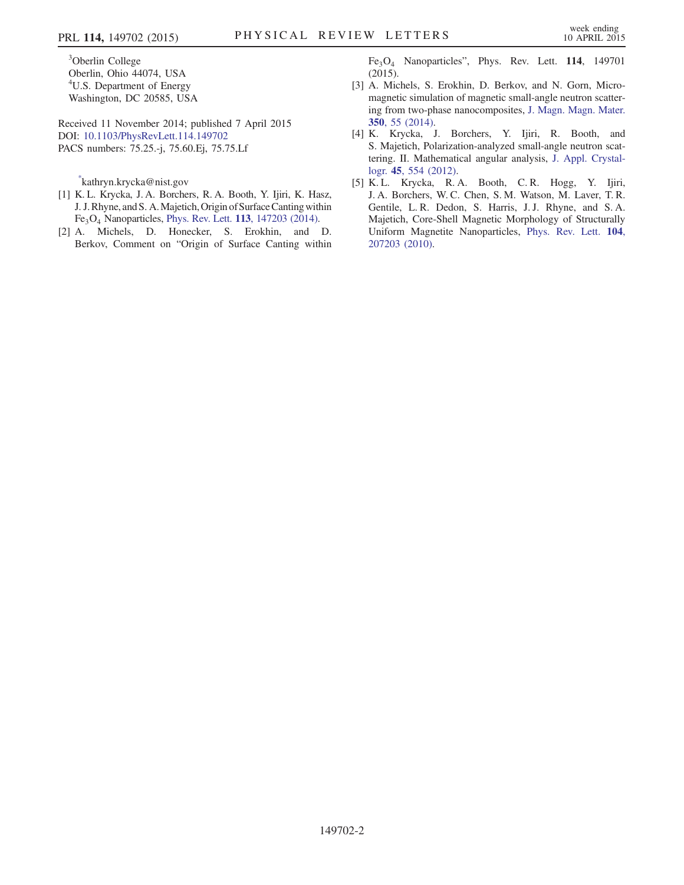[3]Oberlin College
Oberlin, Ohio 44074, USA
[4]U.S. Department of Energy
Washington, DC 20585, USA

Received 11 November 2014; published 7 April 2015
DOI: 10.1103/PhysRevLett.114.149702
PACS numbers: 75.25.-j, 75.60.Ej, 75.75.Lf

[*]kathryn.krycka@nist.gov

[1] K. L. Krycka, J. A. Borchers, R. A. Booth, Y. Ijiri, K. Hasz, J. J. Rhyne, and S. A. Majetich, Origin of Surface Canting within $Fe_3O_4$ Nanoparticles, Phys. Rev. Lett. **113**, 147203 (2014).

[2] A. Michels, D. Honecker, S. Erokhin, and D. Berkov, Comment on "Origin of Surface Canting within $Fe_3O_4$ Nanoparticles", Phys. Rev. Lett. **114**, 149701 (2015).

[3] A. Michels, S. Erokhin, D. Berkov, and N. Gorn, Micromagnetic simulation of magnetic small-angle neutron scattering from two-phase nanocomposites, J. Magn. Magn. Mater. **350**, 55 (2014).

[4] K. Krycka, J. Borchers, Y. Ijiri, R. Booth, and S. Majetich, Polarization-analyzed small-angle neutron scattering. II. Mathematical angular analysis, J. Appl. Crystallogr. **45**, 554 (2012).

[5] K. L. Krycka, R. A. Booth, C. R. Hogg, Y. Ijiri, J. A. Borchers, W. C. Chen, S. M. Watson, M. Laver, T. R. Gentile, L. R. Dedon, S. Harris, J. J. Rhyne, and S. A. Majetich, Core-Shell Magnetic Morphology of Structurally Uniform Magnetite Nanoparticles, Phys. Rev. Lett. **104**, 207203 (2010).